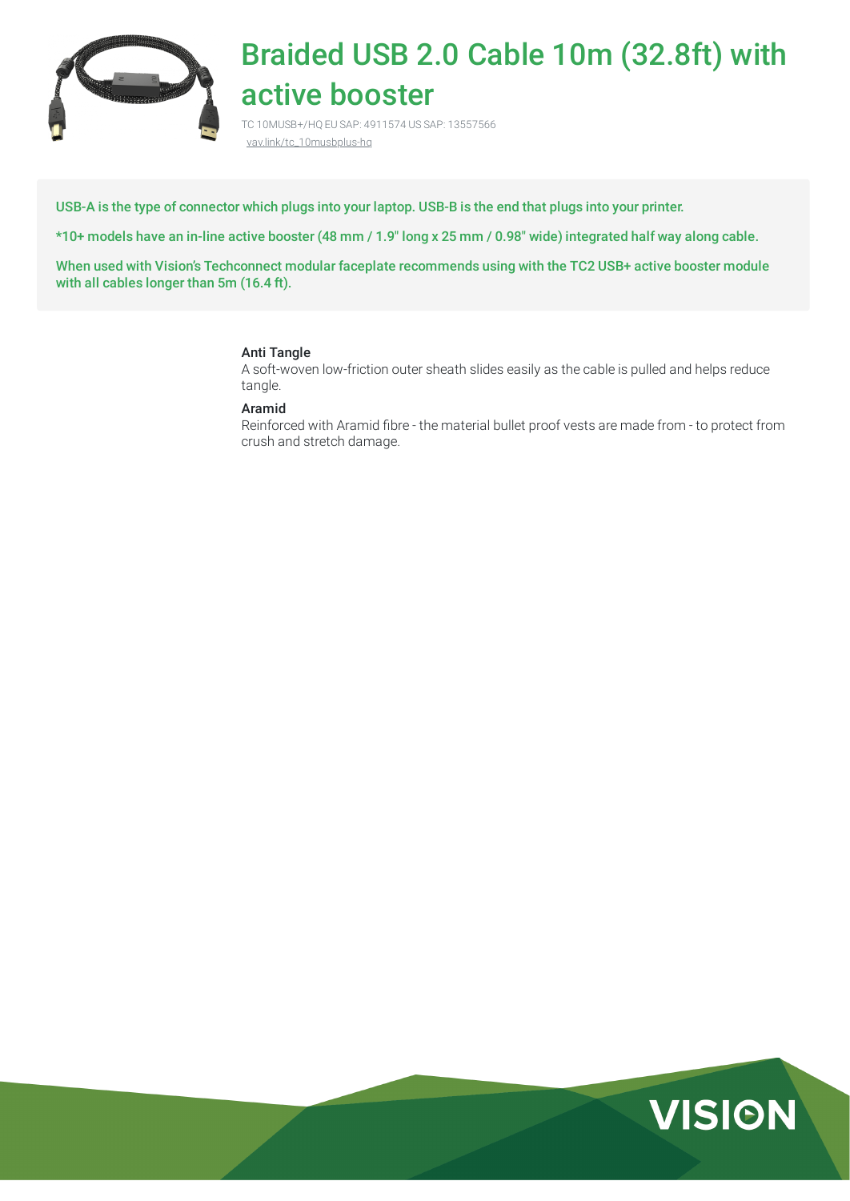# Braided USB 2.0 Cable 10m (32.8ft) with active booster

TC 10MUSB+/HQ EU SAP: 4911574 US SAP: 13557566
vav.link/tc_10musbplus-hq

USB-A is the type of connector which plugs into your laptop. USB-B is the end that plugs into your printer.

*10+ models have an in-line active booster (48 mm / 1.9" long x 25 mm / 0.98" wide) integrated half way along cable.

When used with Vision's Techconnect modular faceplate recommends using with the TC2 USB+ active booster module with all cables longer than 5m (16.4 ft).

**Anti Tangle**
A soft-woven low-friction outer sheath slides easily as the cable is pulled and helps reduce tangle.

**Aramid**
Reinforced with Aramid fibre - the material bullet proof vests are made from - to protect from crush and stretch damage.

VISION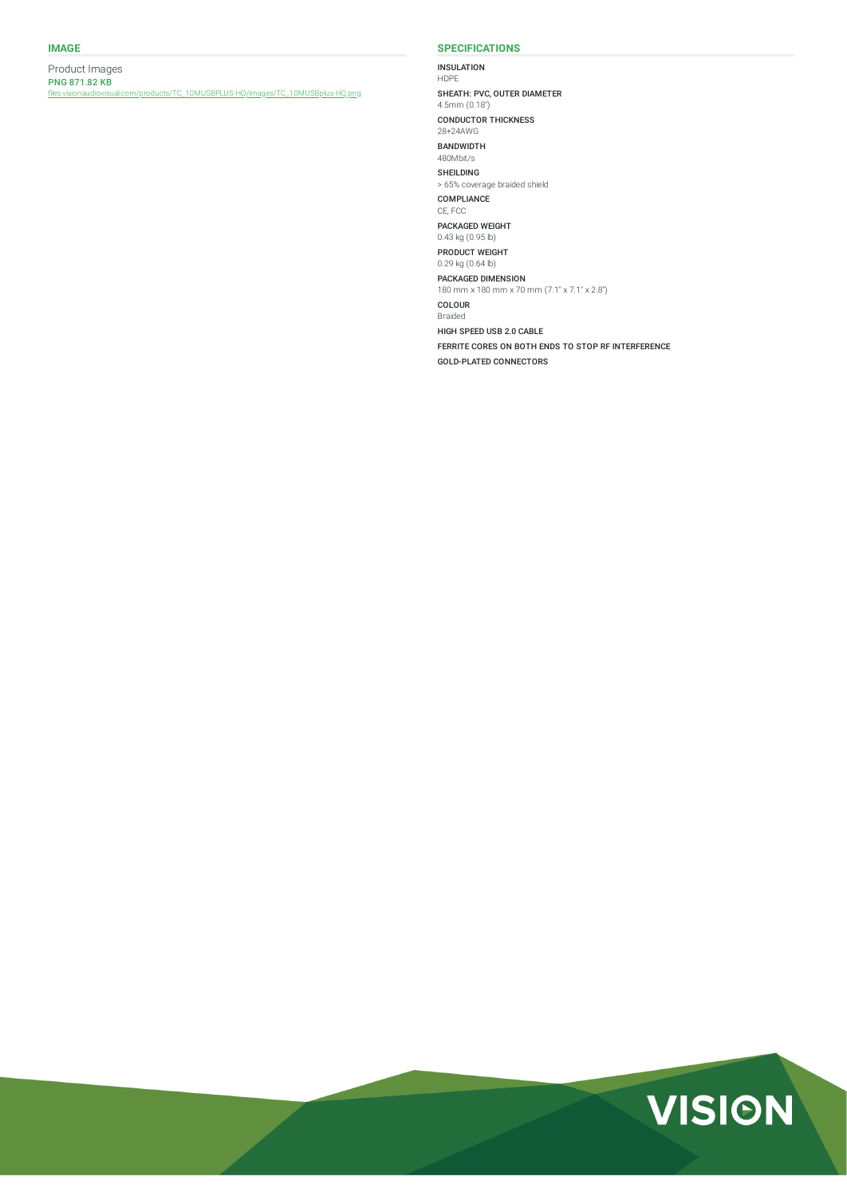## IMAGE

Product Images
**PNG 871.82 KB**
files.visionaudiovisual.com/products/TC_10MUSBPLUS-HQ/images/TC_10MUSBplus-HQ.png

## SPECIFICATIONS

**INSULATION**
HDPE

**SHEATH: PVC, OUTER DIAMETER**
4.5mm (0.18")

**CONDUCTOR THICKNESS**
28+24AWG

**BANDWIDTH**
480Mbit/s

**SHEILDING**
> 65% coverage braided shield

**COMPLIANCE**
CE, FCC

**PACKAGED WEIGHT**
0.43 kg (0.95 lb)

**PRODUCT WEIGHT**
0.29 kg (0.64 lb)

**PACKAGED DIMENSION**
180 mm x 180 mm x 70 mm (7.1" x 7.1" x 2.8")

**COLOUR**
Braided

**HIGH SPEED USB 2.0 CABLE**

**FERRITE CORES ON BOTH ENDS TO STOP RF INTERFERENCE**

**GOLD-PLATED CONNECTORS**